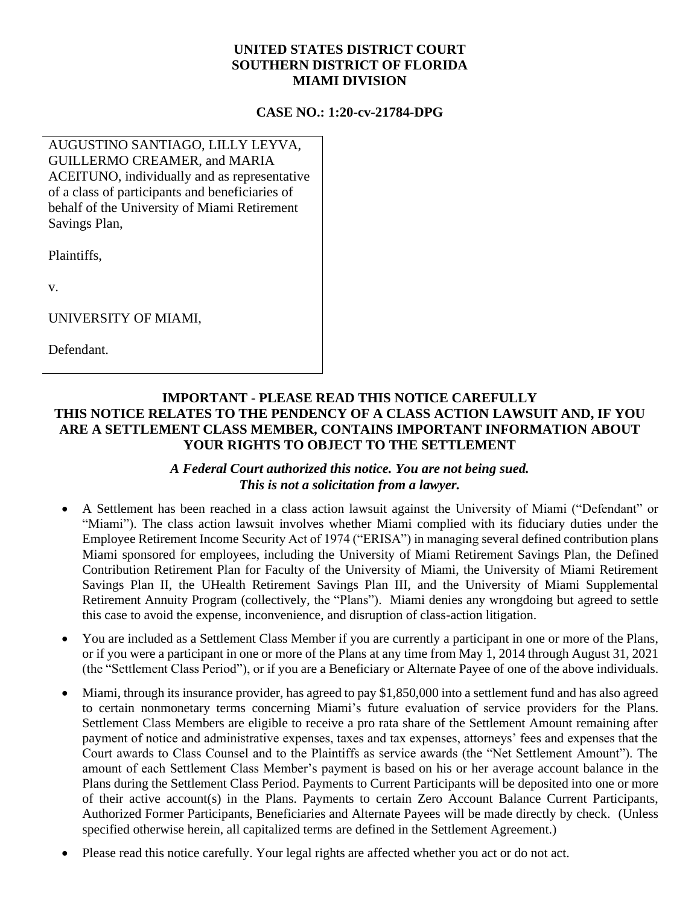**UNITED STATES DISTRICT COURT**
**SOUTHERN DISTRICT OF FLORIDA**
**MIAMI DIVISION**

**CASE NO.: 1:20-cv-21784-DPG**

AUGUSTINO SANTIAGO, LILLY LEYVA, GUILLERMO CREAMER, and MARIA ACEITUNO, individually and as representative of a class of participants and beneficiaries of behalf of the University of Miami Retirement Savings Plan,

Plaintiffs,

v.

UNIVERSITY OF MIAMI,

Defendant.

**IMPORTANT - PLEASE READ THIS NOTICE CAREFULLY**
**THIS NOTICE RELATES TO THE PENDENCY OF A CLASS ACTION LAWSUIT AND, IF YOU ARE A SETTLEMENT CLASS MEMBER, CONTAINS IMPORTANT INFORMATION ABOUT YOUR RIGHTS TO OBJECT TO THE SETTLEMENT**

***A Federal Court authorized this notice. You are not being sued.***
***This is not a solicitation from a lawyer.***

- A Settlement has been reached in a class action lawsuit against the University of Miami ("Defendant" or "Miami"). The class action lawsuit involves whether Miami complied with its fiduciary duties under the Employee Retirement Income Security Act of 1974 ("ERISA") in managing several defined contribution plans Miami sponsored for employees, including the University of Miami Retirement Savings Plan, the Defined Contribution Retirement Plan for Faculty of the University of Miami, the University of Miami Retirement Savings Plan II, the UHealth Retirement Savings Plan III, and the University of Miami Supplemental Retirement Annuity Program (collectively, the "Plans"). Miami denies any wrongdoing but agreed to settle this case to avoid the expense, inconvenience, and disruption of class-action litigation.

- You are included as a Settlement Class Member if you are currently a participant in one or more of the Plans, or if you were a participant in one or more of the Plans at any time from May 1, 2014 through August 31, 2021 (the "Settlement Class Period"), or if you are a Beneficiary or Alternate Payee of one of the above individuals.

- Miami, through its insurance provider, has agreed to pay $1,850,000 into a settlement fund and has also agreed to certain nonmonetary terms concerning Miami's future evaluation of service providers for the Plans. Settlement Class Members are eligible to receive a pro rata share of the Settlement Amount remaining after payment of notice and administrative expenses, taxes and tax expenses, attorneys' fees and expenses that the Court awards to Class Counsel and to the Plaintiffs as service awards (the "Net Settlement Amount"). The amount of each Settlement Class Member's payment is based on his or her average account balance in the Plans during the Settlement Class Period. Payments to Current Participants will be deposited into one or more of their active account(s) in the Plans. Payments to certain Zero Account Balance Current Participants, Authorized Former Participants, Beneficiaries and Alternate Payees will be made directly by check. (Unless specified otherwise herein, all capitalized terms are defined in the Settlement Agreement.)

- Please read this notice carefully. Your legal rights are affected whether you act or do not act.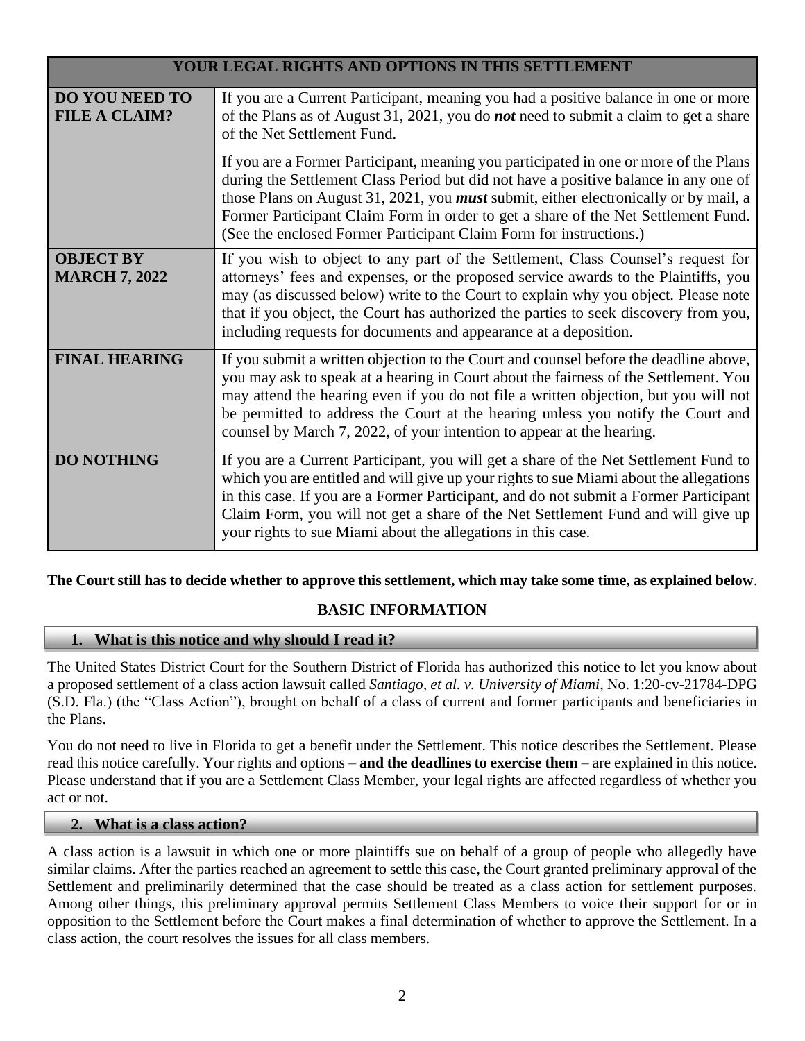| YOUR LEGAL RIGHTS AND OPTIONS IN THIS SETTLEMENT | |
|---|---|
| **DO YOU NEED TO FILE A CLAIM?** | If you are a Current Participant, meaning you had a positive balance in one or more of the Plans as of August 31, 2021, you do ***not*** need to submit a claim to get a share of the Net Settlement Fund.<br><br>If you are a Former Participant, meaning you participated in one or more of the Plans during the Settlement Class Period but did not have a positive balance in any one of those Plans on August 31, 2021, you ***must*** submit, either electronically or by mail, a Former Participant Claim Form in order to get a share of the Net Settlement Fund. (See the enclosed Former Participant Claim Form for instructions.) |
| **OBJECT BY MARCH 7, 2022** | If you wish to object to any part of the Settlement, Class Counsel's request for attorneys' fees and expenses, or the proposed service awards to the Plaintiffs, you may (as discussed below) write to the Court to explain why you object. Please note that if you object, the Court has authorized the parties to seek discovery from you, including requests for documents and appearance at a deposition. |
| **FINAL HEARING** | If you submit a written objection to the Court and counsel before the deadline above, you may ask to speak at a hearing in Court about the fairness of the Settlement. You may attend the hearing even if you do not file a written objection, but you will not be permitted to address the Court at the hearing unless you notify the Court and counsel by March 7, 2022, of your intention to appear at the hearing. |
| **DO NOTHING** | If you are a Current Participant, you will get a share of the Net Settlement Fund to which you are entitled and will give up your rights to sue Miami about the allegations in this case. If you are a Former Participant, and do not submit a Former Participant Claim Form, you will not get a share of the Net Settlement Fund and will give up your rights to sue Miami about the allegations in this case. |

**The Court still has to decide whether to approve this settlement, which may take some time, as explained below**.

## BASIC INFORMATION

### 1. What is this notice and why should I read it?

The United States District Court for the Southern District of Florida has authorized this notice to let you know about a proposed settlement of a class action lawsuit called *Santiago, et al. v. University of Miami*, No. 1:20-cv-21784-DPG (S.D. Fla.) (the "Class Action"), brought on behalf of a class of current and former participants and beneficiaries in the Plans.

You do not need to live in Florida to get a benefit under the Settlement. This notice describes the Settlement. Please read this notice carefully. Your rights and options – **and the deadlines to exercise them** – are explained in this notice. Please understand that if you are a Settlement Class Member, your legal rights are affected regardless of whether you act or not.

### 2. What is a class action?

A class action is a lawsuit in which one or more plaintiffs sue on behalf of a group of people who allegedly have similar claims. After the parties reached an agreement to settle this case, the Court granted preliminary approval of the Settlement and preliminarily determined that the case should be treated as a class action for settlement purposes. Among other things, this preliminary approval permits Settlement Class Members to voice their support for or in opposition to the Settlement before the Court makes a final determination of whether to approve the Settlement. In a class action, the court resolves the issues for all class members.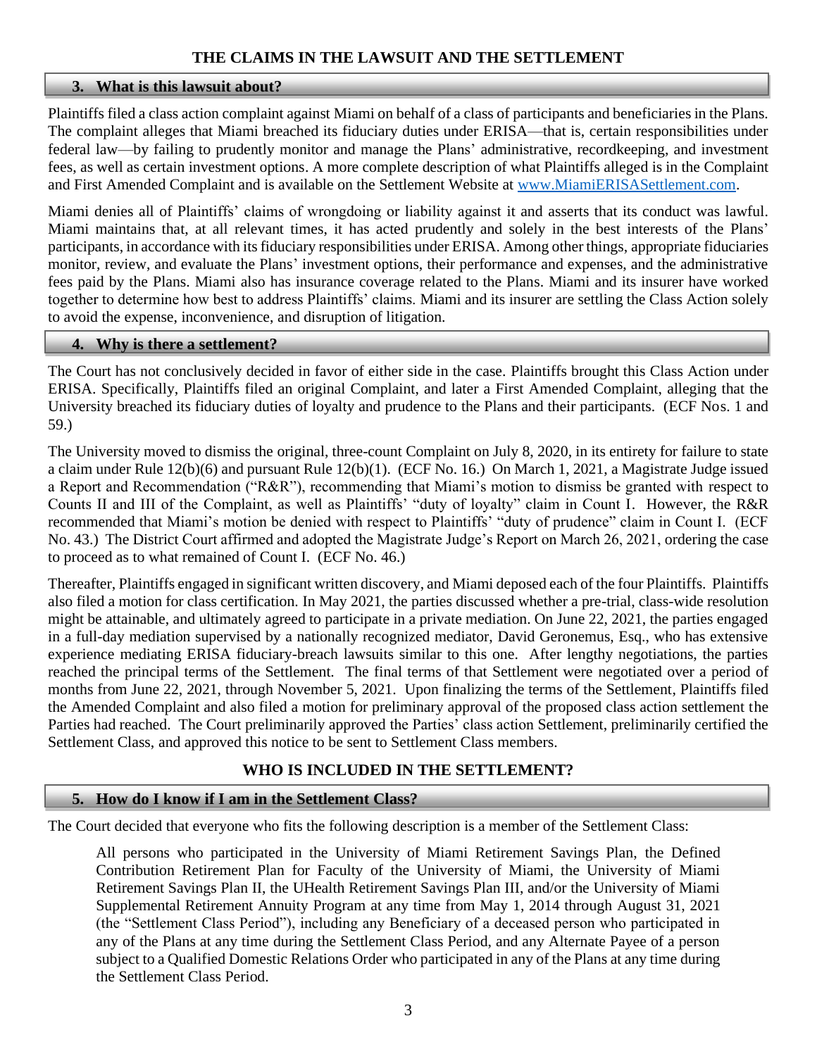## THE CLAIMS IN THE LAWSUIT AND THE SETTLEMENT

### 3. What is this lawsuit about?

Plaintiffs filed a class action complaint against Miami on behalf of a class of participants and beneficiaries in the Plans. The complaint alleges that Miami breached its fiduciary duties under ERISA—that is, certain responsibilities under federal law—by failing to prudently monitor and manage the Plans' administrative, recordkeeping, and investment fees, as well as certain investment options. A more complete description of what Plaintiffs alleged is in the Complaint and First Amended Complaint and is available on the Settlement Website at www.MiamiERISASettlement.com.

Miami denies all of Plaintiffs' claims of wrongdoing or liability against it and asserts that its conduct was lawful. Miami maintains that, at all relevant times, it has acted prudently and solely in the best interests of the Plans' participants, in accordance with its fiduciary responsibilities under ERISA. Among other things, appropriate fiduciaries monitor, review, and evaluate the Plans' investment options, their performance and expenses, and the administrative fees paid by the Plans. Miami also has insurance coverage related to the Plans. Miami and its insurer have worked together to determine how best to address Plaintiffs' claims. Miami and its insurer are settling the Class Action solely to avoid the expense, inconvenience, and disruption of litigation.

### 4. Why is there a settlement?

The Court has not conclusively decided in favor of either side in the case. Plaintiffs brought this Class Action under ERISA. Specifically, Plaintiffs filed an original Complaint, and later a First Amended Complaint, alleging that the University breached its fiduciary duties of loyalty and prudence to the Plans and their participants. (ECF Nos. 1 and 59.)

The University moved to dismiss the original, three-count Complaint on July 8, 2020, in its entirety for failure to state a claim under Rule 12(b)(6) and pursuant Rule 12(b)(1). (ECF No. 16.) On March 1, 2021, a Magistrate Judge issued a Report and Recommendation ("R&R"), recommending that Miami's motion to dismiss be granted with respect to Counts II and III of the Complaint, as well as Plaintiffs' "duty of loyalty" claim in Count I. However, the R&R recommended that Miami's motion be denied with respect to Plaintiffs' "duty of prudence" claim in Count I. (ECF No. 43.) The District Court affirmed and adopted the Magistrate Judge's Report on March 26, 2021, ordering the case to proceed as to what remained of Count I. (ECF No. 46.)

Thereafter, Plaintiffs engaged in significant written discovery, and Miami deposed each of the four Plaintiffs. Plaintiffs also filed a motion for class certification. In May 2021, the parties discussed whether a pre-trial, class-wide resolution might be attainable, and ultimately agreed to participate in a private mediation. On June 22, 2021, the parties engaged in a full-day mediation supervised by a nationally recognized mediator, David Geronemus, Esq., who has extensive experience mediating ERISA fiduciary-breach lawsuits similar to this one. After lengthy negotiations, the parties reached the principal terms of the Settlement. The final terms of that Settlement were negotiated over a period of months from June 22, 2021, through November 5, 2021. Upon finalizing the terms of the Settlement, Plaintiffs filed the Amended Complaint and also filed a motion for preliminary approval of the proposed class action settlement the Parties had reached. The Court preliminarily approved the Parties' class action Settlement, preliminarily certified the Settlement Class, and approved this notice to be sent to Settlement Class members.

## WHO IS INCLUDED IN THE SETTLEMENT?

### 5. How do I know if I am in the Settlement Class?

The Court decided that everyone who fits the following description is a member of the Settlement Class:

> All persons who participated in the University of Miami Retirement Savings Plan, the Defined Contribution Retirement Plan for Faculty of the University of Miami, the University of Miami Retirement Savings Plan II, the UHealth Retirement Savings Plan III, and/or the University of Miami Supplemental Retirement Annuity Program at any time from May 1, 2014 through August 31, 2021 (the "Settlement Class Period"), including any Beneficiary of a deceased person who participated in any of the Plans at any time during the Settlement Class Period, and any Alternate Payee of a person subject to a Qualified Domestic Relations Order who participated in any of the Plans at any time during the Settlement Class Period.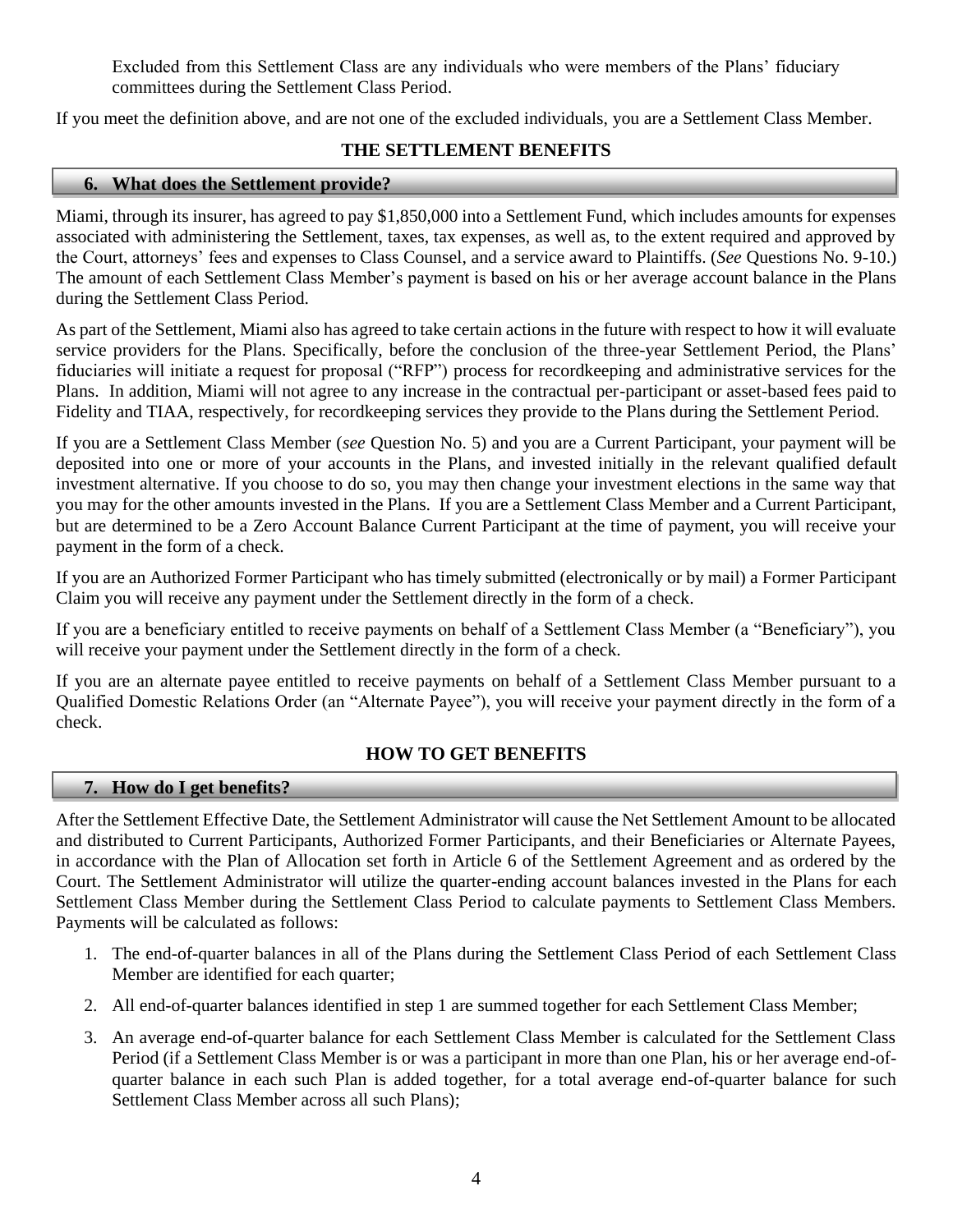Excluded from this Settlement Class are any individuals who were members of the Plans' fiduciary committees during the Settlement Class Period.

If you meet the definition above, and are not one of the excluded individuals, you are a Settlement Class Member.

## THE SETTLEMENT BENEFITS

### 6. What does the Settlement provide?

Miami, through its insurer, has agreed to pay $1,850,000 into a Settlement Fund, which includes amounts for expenses associated with administering the Settlement, taxes, tax expenses, as well as, to the extent required and approved by the Court, attorneys' fees and expenses to Class Counsel, and a service award to Plaintiffs. (*See* Questions No. 9-10.) The amount of each Settlement Class Member's payment is based on his or her average account balance in the Plans during the Settlement Class Period.

As part of the Settlement, Miami also has agreed to take certain actions in the future with respect to how it will evaluate service providers for the Plans. Specifically, before the conclusion of the three-year Settlement Period, the Plans' fiduciaries will initiate a request for proposal ("RFP") process for recordkeeping and administrative services for the Plans. In addition, Miami will not agree to any increase in the contractual per-participant or asset-based fees paid to Fidelity and TIAA, respectively, for recordkeeping services they provide to the Plans during the Settlement Period.

If you are a Settlement Class Member (*see* Question No. 5) and you are a Current Participant, your payment will be deposited into one or more of your accounts in the Plans, and invested initially in the relevant qualified default investment alternative. If you choose to do so, you may then change your investment elections in the same way that you may for the other amounts invested in the Plans. If you are a Settlement Class Member and a Current Participant, but are determined to be a Zero Account Balance Current Participant at the time of payment, you will receive your payment in the form of a check.

If you are an Authorized Former Participant who has timely submitted (electronically or by mail) a Former Participant Claim you will receive any payment under the Settlement directly in the form of a check.

If you are a beneficiary entitled to receive payments on behalf of a Settlement Class Member (a "Beneficiary"), you will receive your payment under the Settlement directly in the form of a check.

If you are an alternate payee entitled to receive payments on behalf of a Settlement Class Member pursuant to a Qualified Domestic Relations Order (an "Alternate Payee"), you will receive your payment directly in the form of a check.

## HOW TO GET BENEFITS

### 7. How do I get benefits?

After the Settlement Effective Date, the Settlement Administrator will cause the Net Settlement Amount to be allocated and distributed to Current Participants, Authorized Former Participants, and their Beneficiaries or Alternate Payees, in accordance with the Plan of Allocation set forth in Article 6 of the Settlement Agreement and as ordered by the Court. The Settlement Administrator will utilize the quarter-ending account balances invested in the Plans for each Settlement Class Member during the Settlement Class Period to calculate payments to Settlement Class Members. Payments will be calculated as follows:

1. The end-of-quarter balances in all of the Plans during the Settlement Class Period of each Settlement Class Member are identified for each quarter;
2. All end-of-quarter balances identified in step 1 are summed together for each Settlement Class Member;
3. An average end-of-quarter balance for each Settlement Class Member is calculated for the Settlement Class Period (if a Settlement Class Member is or was a participant in more than one Plan, his or her average end-of-quarter balance in each such Plan is added together, for a total average end-of-quarter balance for such Settlement Class Member across all such Plans);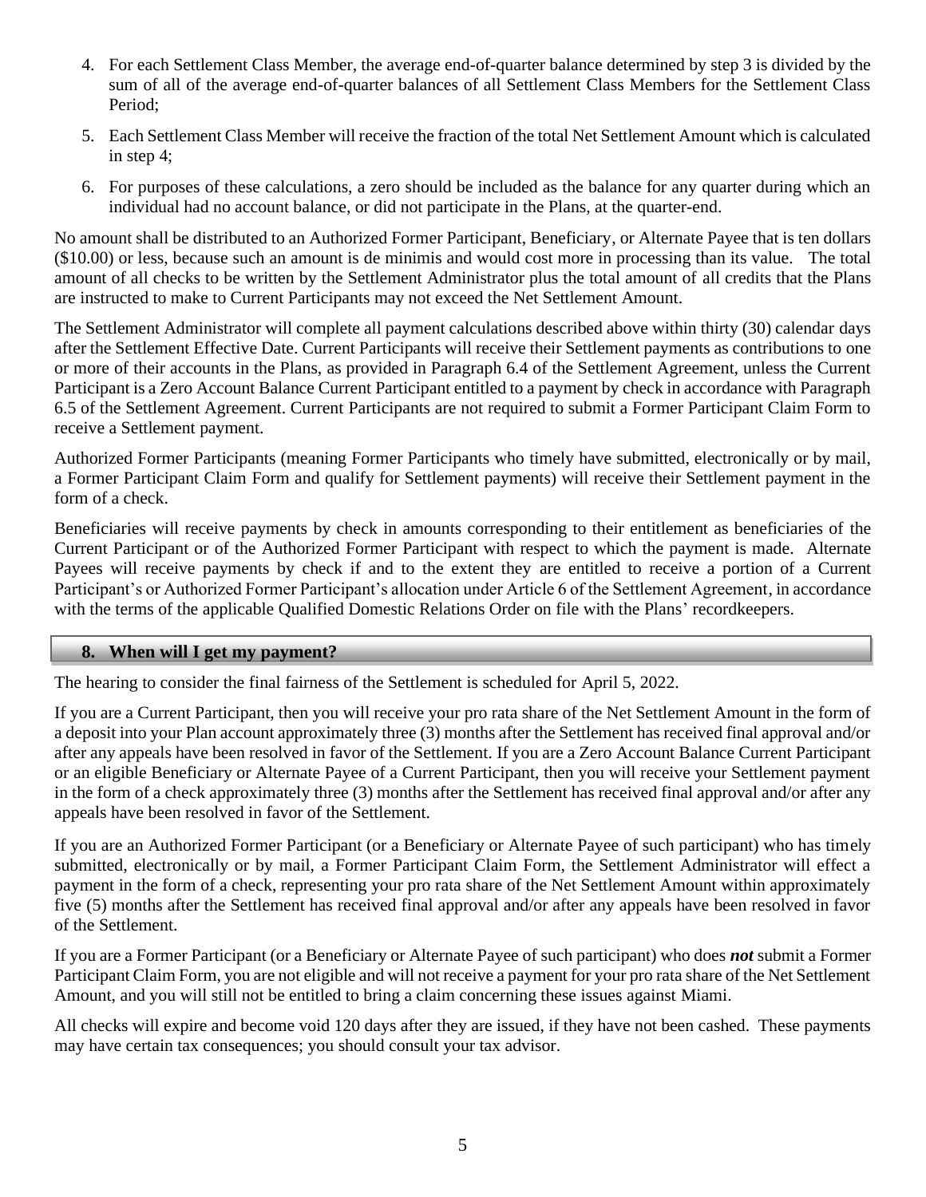4. For each Settlement Class Member, the average end-of-quarter balance determined by step 3 is divided by the sum of all of the average end-of-quarter balances of all Settlement Class Members for the Settlement Class Period;
5. Each Settlement Class Member will receive the fraction of the total Net Settlement Amount which is calculated in step 4;
6. For purposes of these calculations, a zero should be included as the balance for any quarter during which an individual had no account balance, or did not participate in the Plans, at the quarter-end.

No amount shall be distributed to an Authorized Former Participant, Beneficiary, or Alternate Payee that is ten dollars ($10.00) or less, because such an amount is de minimis and would cost more in processing than its value. The total amount of all checks to be written by the Settlement Administrator plus the total amount of all credits that the Plans are instructed to make to Current Participants may not exceed the Net Settlement Amount.

The Settlement Administrator will complete all payment calculations described above within thirty (30) calendar days after the Settlement Effective Date. Current Participants will receive their Settlement payments as contributions to one or more of their accounts in the Plans, as provided in Paragraph 6.4 of the Settlement Agreement, unless the Current Participant is a Zero Account Balance Current Participant entitled to a payment by check in accordance with Paragraph 6.5 of the Settlement Agreement. Current Participants are not required to submit a Former Participant Claim Form to receive a Settlement payment.

Authorized Former Participants (meaning Former Participants who timely have submitted, electronically or by mail, a Former Participant Claim Form and qualify for Settlement payments) will receive their Settlement payment in the form of a check.

Beneficiaries will receive payments by check in amounts corresponding to their entitlement as beneficiaries of the Current Participant or of the Authorized Former Participant with respect to which the payment is made. Alternate Payees will receive payments by check if and to the extent they are entitled to receive a portion of a Current Participant's or Authorized Former Participant's allocation under Article 6 of the Settlement Agreement, in accordance with the terms of the applicable Qualified Domestic Relations Order on file with the Plans' recordkeepers.

## 8. When will I get my payment?

The hearing to consider the final fairness of the Settlement is scheduled for April 5, 2022.

If you are a Current Participant, then you will receive your pro rata share of the Net Settlement Amount in the form of a deposit into your Plan account approximately three (3) months after the Settlement has received final approval and/or after any appeals have been resolved in favor of the Settlement. If you are a Zero Account Balance Current Participant or an eligible Beneficiary or Alternate Payee of a Current Participant, then you will receive your Settlement payment in the form of a check approximately three (3) months after the Settlement has received final approval and/or after any appeals have been resolved in favor of the Settlement.

If you are an Authorized Former Participant (or a Beneficiary or Alternate Payee of such participant) who has timely submitted, electronically or by mail, a Former Participant Claim Form, the Settlement Administrator will effect a payment in the form of a check, representing your pro rata share of the Net Settlement Amount within approximately five (5) months after the Settlement has received final approval and/or after any appeals have been resolved in favor of the Settlement.

If you are a Former Participant (or a Beneficiary or Alternate Payee of such participant) who does ***not*** submit a Former Participant Claim Form, you are not eligible and will not receive a payment for your pro rata share of the Net Settlement Amount, and you will still not be entitled to bring a claim concerning these issues against Miami.

All checks will expire and become void 120 days after they are issued, if they have not been cashed. These payments may have certain tax consequences; you should consult your tax advisor.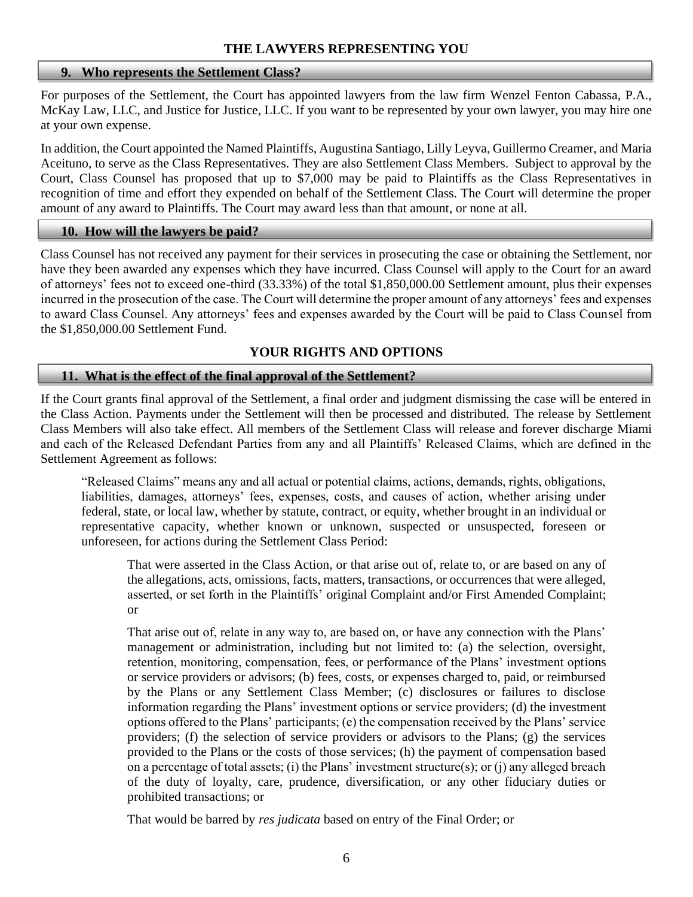## THE LAWYERS REPRESENTING YOU

### 9. Who represents the Settlement Class?

For purposes of the Settlement, the Court has appointed lawyers from the law firm Wenzel Fenton Cabassa, P.A., McKay Law, LLC, and Justice for Justice, LLC. If you want to be represented by your own lawyer, you may hire one at your own expense.

In addition, the Court appointed the Named Plaintiffs, Augustina Santiago, Lilly Leyva, Guillermo Creamer, and Maria Aceituno, to serve as the Class Representatives. They are also Settlement Class Members. Subject to approval by the Court, Class Counsel has proposed that up to $7,000 may be paid to Plaintiffs as the Class Representatives in recognition of time and effort they expended on behalf of the Settlement Class. The Court will determine the proper amount of any award to Plaintiffs. The Court may award less than that amount, or none at all.

### 10. How will the lawyers be paid?

Class Counsel has not received any payment for their services in prosecuting the case or obtaining the Settlement, nor have they been awarded any expenses which they have incurred. Class Counsel will apply to the Court for an award of attorneys' fees not to exceed one-third (33.33%) of the total $1,850,000.00 Settlement amount, plus their expenses incurred in the prosecution of the case. The Court will determine the proper amount of any attorneys' fees and expenses to award Class Counsel. Any attorneys' fees and expenses awarded by the Court will be paid to Class Counsel from the $1,850,000.00 Settlement Fund.

## YOUR RIGHTS AND OPTIONS

### 11. What is the effect of the final approval of the Settlement?

If the Court grants final approval of the Settlement, a final order and judgment dismissing the case will be entered in the Class Action. Payments under the Settlement will then be processed and distributed. The release by Settlement Class Members will also take effect. All members of the Settlement Class will release and forever discharge Miami and each of the Released Defendant Parties from any and all Plaintiffs' Released Claims, which are defined in the Settlement Agreement as follows:

> "Released Claims" means any and all actual or potential claims, actions, demands, rights, obligations, liabilities, damages, attorneys' fees, expenses, costs, and causes of action, whether arising under federal, state, or local law, whether by statute, contract, or equity, whether brought in an individual or representative capacity, whether known or unknown, suspected or unsuspected, foreseen or unforeseen, for actions during the Settlement Class Period:
>
>> That were asserted in the Class Action, or that arise out of, relate to, or are based on any of the allegations, acts, omissions, facts, matters, transactions, or occurrences that were alleged, asserted, or set forth in the Plaintiffs' original Complaint and/or First Amended Complaint; or
>>
>> That arise out of, relate in any way to, are based on, or have any connection with the Plans' management or administration, including but not limited to: (a) the selection, oversight, retention, monitoring, compensation, fees, or performance of the Plans' investment options or service providers or advisors; (b) fees, costs, or expenses charged to, paid, or reimbursed by the Plans or any Settlement Class Member; (c) disclosures or failures to disclose information regarding the Plans' investment options or service providers; (d) the investment options offered to the Plans' participants; (e) the compensation received by the Plans' service providers; (f) the selection of service providers or advisors to the Plans; (g) the services provided to the Plans or the costs of those services; (h) the payment of compensation based on a percentage of total assets; (i) the Plans' investment structure(s); or (j) any alleged breach of the duty of loyalty, care, prudence, diversification, or any other fiduciary duties or prohibited transactions; or
>>
>> That would be barred by *res judicata* based on entry of the Final Order; or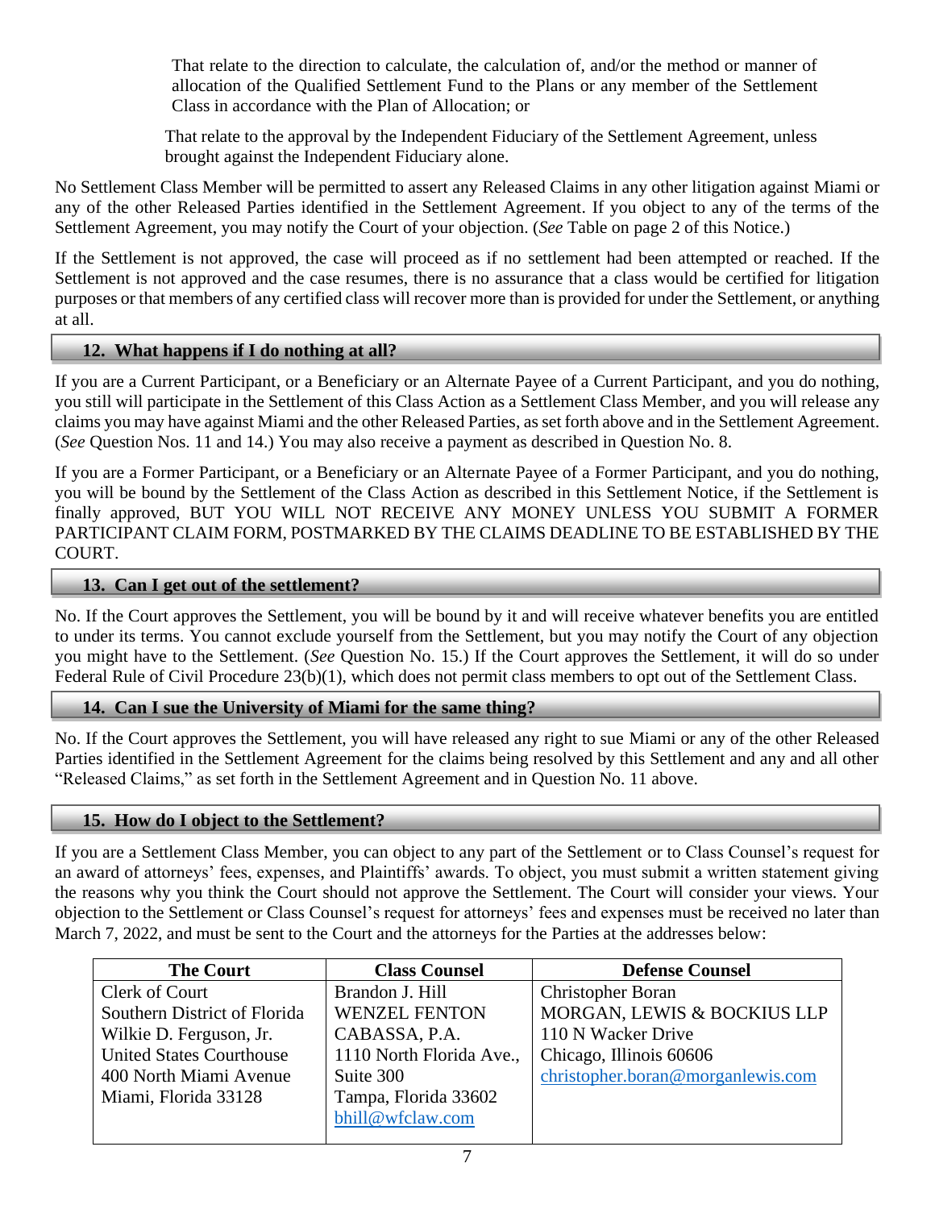That relate to the direction to calculate, the calculation of, and/or the method or manner of allocation of the Qualified Settlement Fund to the Plans or any member of the Settlement Class in accordance with the Plan of Allocation; or

That relate to the approval by the Independent Fiduciary of the Settlement Agreement, unless brought against the Independent Fiduciary alone.

No Settlement Class Member will be permitted to assert any Released Claims in any other litigation against Miami or any of the other Released Parties identified in the Settlement Agreement. If you object to any of the terms of the Settlement Agreement, you may notify the Court of your objection. (*See* Table on page 2 of this Notice.)

If the Settlement is not approved, the case will proceed as if no settlement had been attempted or reached. If the Settlement is not approved and the case resumes, there is no assurance that a class would be certified for litigation purposes or that members of any certified class will recover more than is provided for under the Settlement, or anything at all.

## 12. What happens if I do nothing at all?

If you are a Current Participant, or a Beneficiary or an Alternate Payee of a Current Participant, and you do nothing, you still will participate in the Settlement of this Class Action as a Settlement Class Member, and you will release any claims you may have against Miami and the other Released Parties, as set forth above and in the Settlement Agreement. (*See* Question Nos. 11 and 14.) You may also receive a payment as described in Question No. 8.

If you are a Former Participant, or a Beneficiary or an Alternate Payee of a Former Participant, and you do nothing, you will be bound by the Settlement of the Class Action as described in this Settlement Notice, if the Settlement is finally approved, BUT YOU WILL NOT RECEIVE ANY MONEY UNLESS YOU SUBMIT A FORMER PARTICIPANT CLAIM FORM, POSTMARKED BY THE CLAIMS DEADLINE TO BE ESTABLISHED BY THE COURT.

## 13. Can I get out of the settlement?

No. If the Court approves the Settlement, you will be bound by it and will receive whatever benefits you are entitled to under its terms. You cannot exclude yourself from the Settlement, but you may notify the Court of any objection you might have to the Settlement. (*See* Question No. 15.) If the Court approves the Settlement, it will do so under Federal Rule of Civil Procedure 23(b)(1), which does not permit class members to opt out of the Settlement Class.

## 14. Can I sue the University of Miami for the same thing?

No. If the Court approves the Settlement, you will have released any right to sue Miami or any of the other Released Parties identified in the Settlement Agreement for the claims being resolved by this Settlement and any and all other "Released Claims," as set forth in the Settlement Agreement and in Question No. 11 above.

## 15. How do I object to the Settlement?

If you are a Settlement Class Member, you can object to any part of the Settlement or to Class Counsel's request for an award of attorneys' fees, expenses, and Plaintiffs' awards. To object, you must submit a written statement giving the reasons why you think the Court should not approve the Settlement. The Court will consider your views. Your objection to the Settlement or Class Counsel's request for attorneys' fees and expenses must be received no later than March 7, 2022, and must be sent to the Court and the attorneys for the Parties at the addresses below:

| The Court | Class Counsel | Defense Counsel |
|---|---|---|
| Clerk of Court<br>Southern District of Florida<br>Wilkie D. Ferguson, Jr.<br>United States Courthouse<br>400 North Miami Avenue<br>Miami, Florida 33128 | Brandon J. Hill<br>WENZEL FENTON CABASSA, P.A.<br>1110 North Florida Ave., Suite 300<br>Tampa, Florida 33602<br>bhill@wfclaw.com | Christopher Boran<br>MORGAN, LEWIS & BOCKIUS LLP<br>110 N Wacker Drive<br>Chicago, Illinois 60606<br>christopher.boran@morganlewis.com |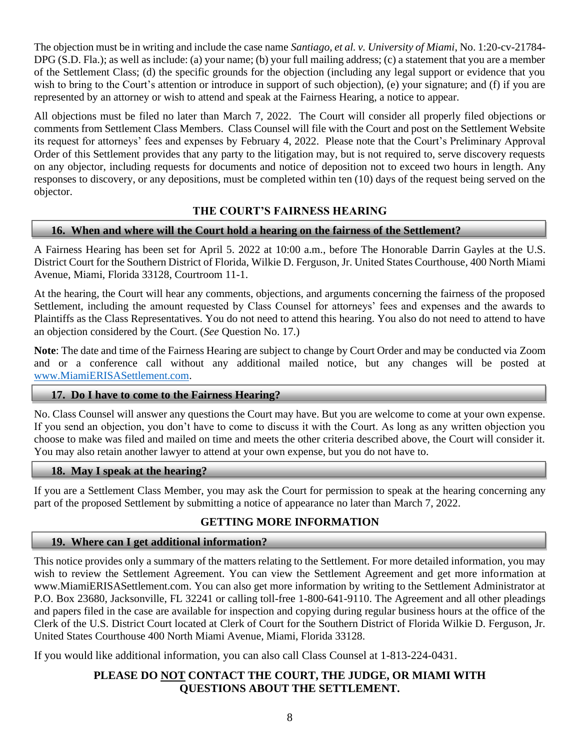The objection must be in writing and include the case name *Santiago, et al. v. University of Miami*, No. 1:20-cv-21784-DPG (S.D. Fla.); as well as include: (a) your name; (b) your full mailing address; (c) a statement that you are a member of the Settlement Class; (d) the specific grounds for the objection (including any legal support or evidence that you wish to bring to the Court's attention or introduce in support of such objection), (e) your signature; and (f) if you are represented by an attorney or wish to attend and speak at the Fairness Hearing, a notice to appear.

All objections must be filed no later than March 7, 2022. The Court will consider all properly filed objections or comments from Settlement Class Members. Class Counsel will file with the Court and post on the Settlement Website its request for attorneys' fees and expenses by February 4, 2022. Please note that the Court's Preliminary Approval Order of this Settlement provides that any party to the litigation may, but is not required to, serve discovery requests on any objector, including requests for documents and notice of deposition not to exceed two hours in length. Any responses to discovery, or any depositions, must be completed within ten (10) days of the request being served on the objector.

## THE COURT'S FAIRNESS HEARING

### 16. When and where will the Court hold a hearing on the fairness of the Settlement?

A Fairness Hearing has been set for April 5. 2022 at 10:00 a.m., before The Honorable Darrin Gayles at the U.S. District Court for the Southern District of Florida, Wilkie D. Ferguson, Jr. United States Courthouse, 400 North Miami Avenue, Miami, Florida 33128, Courtroom 11-1.

At the hearing, the Court will hear any comments, objections, and arguments concerning the fairness of the proposed Settlement, including the amount requested by Class Counsel for attorneys' fees and expenses and the awards to Plaintiffs as the Class Representatives. You do not need to attend this hearing. You also do not need to attend to have an objection considered by the Court. (*See* Question No. 17.)

**Note**: The date and time of the Fairness Hearing are subject to change by Court Order and may be conducted via Zoom and or a conference call without any additional mailed notice, but any changes will be posted at www.MiamiERISASettlement.com.

### 17. Do I have to come to the Fairness Hearing?

No. Class Counsel will answer any questions the Court may have. But you are welcome to come at your own expense. If you send an objection, you don't have to come to discuss it with the Court. As long as any written objection you choose to make was filed and mailed on time and meets the other criteria described above, the Court will consider it. You may also retain another lawyer to attend at your own expense, but you do not have to.

### 18. May I speak at the hearing?

If you are a Settlement Class Member, you may ask the Court for permission to speak at the hearing concerning any part of the proposed Settlement by submitting a notice of appearance no later than March 7, 2022.

## GETTING MORE INFORMATION

### 19. Where can I get additional information?

This notice provides only a summary of the matters relating to the Settlement. For more detailed information, you may wish to review the Settlement Agreement. You can view the Settlement Agreement and get more information at www.MiamiERISASettlement.com. You can also get more information by writing to the Settlement Administrator at P.O. Box 23680, Jacksonville, FL 32241 or calling toll-free 1-800-641-9110. The Agreement and all other pleadings and papers filed in the case are available for inspection and copying during regular business hours at the office of the Clerk of the U.S. District Court located at Clerk of Court for the Southern District of Florida Wilkie D. Ferguson, Jr. United States Courthouse 400 North Miami Avenue, Miami, Florida 33128.

If you would like additional information, you can also call Class Counsel at 1-813-224-0431.

**PLEASE DO NOT CONTACT THE COURT, THE JUDGE, OR MIAMI WITH QUESTIONS ABOUT THE SETTLEMENT.**